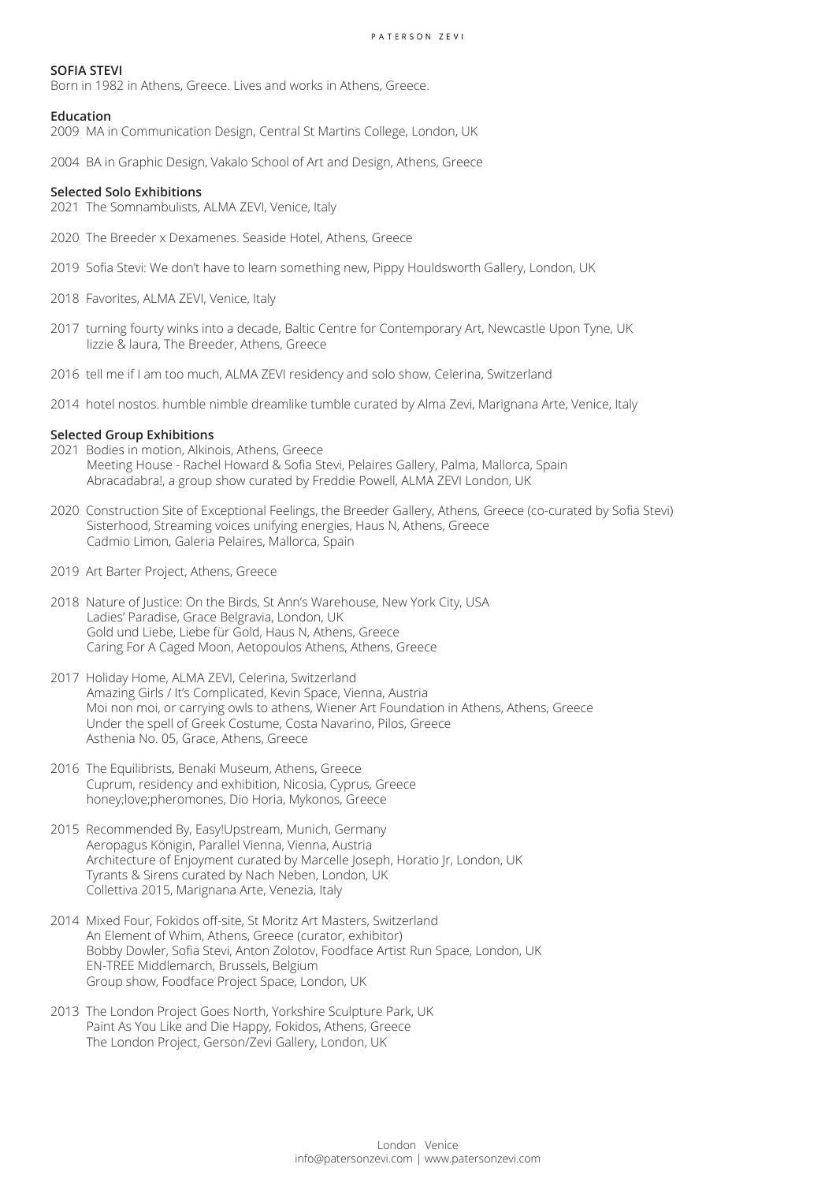## SOFIA STEVI

Born in 1982 in Athens, Greece. Lives and works in Athens, Greece.

### Education

2009 MA in Communication Design, Central St Martins College, London, UK

2004 BA in Graphic Design, Vakalo School of Art and Design, Athens, Greece

### Selected Solo Exhibitions

2021 The Somnambulists, ALMA ZEVI, Venice, Italy

2020 The Breeder x Dexamenes. Seaside Hotel, Athens, Greece

2019 Sofia Stevi: We don't have to learn something new, Pippy Houldsworth Gallery, London, UK

2018 Favorites, ALMA ZEVI, Venice, Italy

2017 turning fourty winks into a decade, Baltic Centre for Contemporary Art, Newcastle Upon Tyne, UK
lizzie & laura, The Breeder, Athens, Greece

2016 tell me if I am too much, ALMA ZEVI residency and solo show, Celerina, Switzerland

2014 hotel nostos. humble nimble dreamlike tumble curated by Alma Zevi, Marignana Arte, Venice, Italy

### Selected Group Exhibitions

2021 Bodies in motion, Alkinois, Athens, Greece
Meeting House - Rachel Howard & Sofia Stevi, Pelaires Gallery, Palma, Mallorca, Spain
Abracadabra!, a group show curated by Freddie Powell, ALMA ZEVI London, UK

2020 Construction Site of Exceptional Feelings, the Breeder Gallery, Athens, Greece (co-curated by Sofia Stevi)
Sisterhood, Streaming voices unifying energies, Haus N, Athens, Greece
Cadmio Limon, Galeria Pelaires, Mallorca, Spain

2019 Art Barter Project, Athens, Greece

2018 Nature of Justice: On the Birds, St Ann's Warehouse, New York City, USA
Ladies' Paradise, Grace Belgravia, London, UK
Gold und Liebe, Liebe für Gold, Haus N, Athens, Greece
Caring For A Caged Moon, Aetopoulos Athens, Athens, Greece

2017 Holiday Home, ALMA ZEVI, Celerina, Switzerland
Amazing Girls / It's Complicated, Kevin Space, Vienna, Austria
Moi non moi, or carrying owls to athens, Wiener Art Foundation in Athens, Athens, Greece
Under the spell of Greek Costume, Costa Navarino, Pilos, Greece
Asthenia No. 05, Grace, Athens, Greece

2016 The Equilibrists, Benaki Museum, Athens, Greece
Cuprum, residency and exhibition, Nicosia, Cyprus, Greece
honey;love;pheromones, Dio Horia, Mykonos, Greece

2015 Recommended By, Easy!Upstream, Munich, Germany
Aeropagus Königin, Parallel Vienna, Vienna, Austria
Architecture of Enjoyment curated by Marcelle Joseph, Horatio Jr, London, UK
Tyrants & Sirens curated by Nach Neben, London, UK
Collettiva 2015, Marignana Arte, Venezia, Italy

2014 Mixed Four, Fokidos off-site, St Moritz Art Masters, Switzerland
An Element of Whim, Athens, Greece (curator, exhibitor)
Bobby Dowler, Sofia Stevi, Anton Zolotov, Foodface Artist Run Space, London, UK
EN-TREE Middlemarch, Brussels, Belgium
Group show, Foodface Project Space, London, UK

2013 The London Project Goes North, Yorkshire Sculpture Park, UK
Paint As You Like and Die Happy, Fokidos, Athens, Greece
The London Project, Gerson/Zevi Gallery, London, UK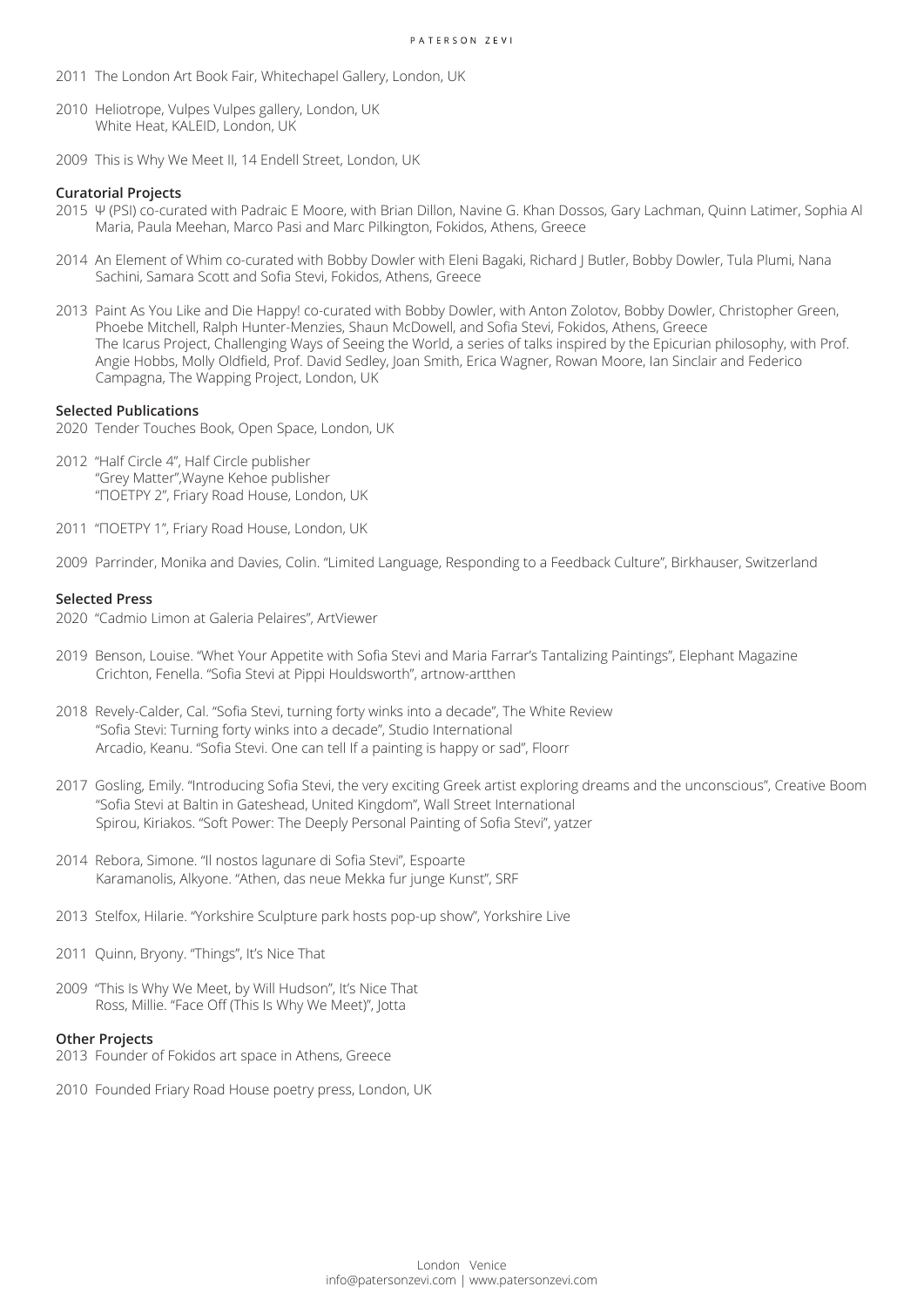2011 The London Art Book Fair, Whitechapel Gallery, London, UK

2010 Heliotrope, Vulpes Vulpes gallery, London, UK
White Heat, KALEID, London, UK

2009 This is Why We Meet II, 14 Endell Street, London, UK

**Curatorial Projects**

2015 Ψ (PSI) co-curated with Padraic E Moore, with Brian Dillon, Navine G. Khan Dossos, Gary Lachman, Quinn Latimer, Sophia Al Maria, Paula Meehan, Marco Pasi and Marc Pilkington, Fokidos, Athens, Greece

2014 An Element of Whim co-curated with Bobby Dowler with Eleni Bagaki, Richard J Butler, Bobby Dowler, Tula Plumi, Nana Sachini, Samara Scott and Sofia Stevi, Fokidos, Athens, Greece

2013 Paint As You Like and Die Happy! co-curated with Bobby Dowler, with Anton Zolotov, Bobby Dowler, Christopher Green, Phoebe Mitchell, Ralph Hunter-Menzies, Shaun McDowell, and Sofia Stevi, Fokidos, Athens, Greece
The Icarus Project, Challenging Ways of Seeing the World, a series of talks inspired by the Epicurian philosophy, with Prof. Angie Hobbs, Molly Oldfield, Prof. David Sedley, Joan Smith, Erica Wagner, Rowan Moore, Ian Sinclair and Federico Campagna, The Wapping Project, London, UK

**Selected Publications**

2020 Tender Touches Book, Open Space, London, UK

2012 "Half Circle 4", Half Circle publisher
"Grey Matter",Wayne Kehoe publisher
"ΠΟΕΤΡΥ 2", Friary Road House, London, UK

2011 "ΠΟΕΤΡΥ 1", Friary Road House, London, UK

2009 Parrinder, Monika and Davies, Colin. "Limited Language, Responding to a Feedback Culture", Birkhauser, Switzerland

**Selected Press**

2020 "Cadmio Limon at Galeria Pelaires", ArtViewer

2019 Benson, Louise. "Whet Your Appetite with Sofia Stevi and Maria Farrar's Tantalizing Paintings", Elephant Magazine
Crichton, Fenella. "Sofia Stevi at Pippi Houldsworth", artnow-artthen

2018 Revely-Calder, Cal. "Sofia Stevi, turning forty winks into a decade", The White Review
"Sofia Stevi: Turning forty winks into a decade", Studio International
Arcadio, Keanu. "Sofia Stevi. One can tell If a painting is happy or sad", Floorr

2017 Gosling, Emily. "Introducing Sofia Stevi, the very exciting Greek artist exploring dreams and the unconscious", Creative Boom
"Sofia Stevi at Baltin in Gateshead, United Kingdom", Wall Street International
Spirou, Kiriakos. "Soft Power: The Deeply Personal Painting of Sofia Stevi", yatzer

2014 Rebora, Simone. "Il nostos lagunare di Sofia Stevi", Espoarte
Karamanolis, Alkyone. "Athen, das neue Mekka fur junge Kunst", SRF

2013 Stelfox, Hilarie. "Yorkshire Sculpture park hosts pop-up show", Yorkshire Live

2011 Quinn, Bryony. "Things", It's Nice That

2009 "This Is Why We Meet, by Will Hudson", It's Nice That
Ross, Millie. "Face Off (This Is Why We Meet)", Jotta

**Other Projects**

2013 Founder of Fokidos art space in Athens, Greece

2010 Founded Friary Road House poetry press, London, UK